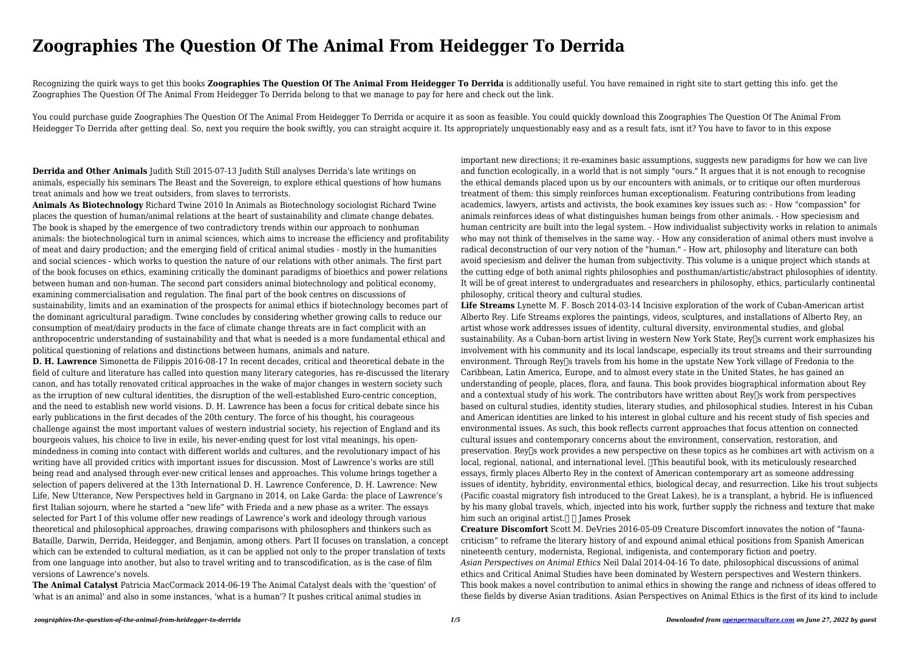# Zoographies The Question Of The Animal From Heidegger To Derrida

Recognizing the quirk ways to get this books **Zoographies The Question Of The Animal From Heidegger To Derrida** is additionally useful. You have remained in right site to start getting this info. get the Zoographies The Question Of The Animal From Heidegger To Derrida belong to that we manage to pay for here and check out the link.

You could purchase guide Zoographies The Question Of The Animal From Heidegger To Derrida or acquire it as soon as feasible. You could quickly download this Zoographies The Question Of The Animal From Heidegger To Derrida after getting deal. So, next you require the book swiftly, you can straight acquire it. Its appropriately unquestionably easy and as a result fats, isnt it? You have to favor to in this expose

**Derrida and Other Animals** Judith Still 2015-07-13 Judith Still analyses Derrida's late writings on animals, especially his seminars The Beast and the Sovereign, to explore ethical questions of how humans treat animals and how we treat outsiders, from slaves to terrorists.

**Animals As Biotechnology** Richard Twine 2010 In Animals as Biotechnology sociologist Richard Twine places the question of human/animal relations at the heart of sustainability and climate change debates. The book is shaped by the emergence of two contradictory trends within our approach to nonhuman animals: the biotechnological turn in animal sciences, which aims to increase the efficiency and profitability of meat and dairy production; and the emerging field of critical animal studies - mostly in the humanities and social sciences - which works to question the nature of our relations with other animals. The first part of the book focuses on ethics, examining critically the dominant paradigms of bioethics and power relations between human and non-human. The second part considers animal biotechnology and political economy, examining commercialisation and regulation. The final part of the book centres on discussions of sustainability, limits and an examination of the prospects for animal ethics if biotechnology becomes part of the dominant agricultural paradigm. Twine concludes by considering whether growing calls to reduce our consumption of meat/dairy products in the face of climate change threats are in fact complicit with an anthropocentric understanding of sustainability and that what is needed is a more fundamental ethical and political questioning of relations and distinctions between humans, animals and nature.

**D. H. Lawrence** Simonetta de Filippis 2016-08-17 In recent decades, critical and theoretical debate in the field of culture and literature has called into question many literary categories, has re-discussed the literary canon, and has totally renovated critical approaches in the wake of major changes in western society such as the irruption of new cultural identities, the disruption of the well-established Euro-centric conception, and the need to establish new world visions. D. H. Lawrence has been a focus for critical debate since his early publications in the first decades of the 20th century. The force of his thought, his courageous challenge against the most important values of western industrial society, his rejection of England and its bourgeois values, his choice to live in exile, his never-ending quest for lost vital meanings, his open-mindedness in coming into contact with different worlds and cultures, and the revolutionary impact of his writing have all provided critics with important issues for discussion. Most of Lawrence's works are still being read and analysed through ever-new critical lenses and approaches. This volume brings together a selection of papers delivered at the 13th International D. H. Lawrence Conference, D. H. Lawrence: New Life, New Utterance, New Perspectives held in Gargnano in 2014, on Lake Garda: the place of Lawrence's first Italian sojourn, where he started a "new life" with Frieda and a new phase as a writer. The essays selected for Part I of this volume offer new readings of Lawrence's work and ideology through various theoretical and philosophical approaches, drawing comparisons with philosophers and thinkers such as Bataille, Darwin, Derrida, Heidegger, and Benjamin, among others. Part II focuses on translation, a concept which can be extended to cultural mediation, as it can be applied not only to the proper translation of texts from one language into another, but also to travel writing and to transcodification, as is the case of film versions of Lawrence's novels.

**The Animal Catalyst** Patricia MacCormack 2014-06-19 The Animal Catalyst deals with the 'question' of 'what is an animal' and also in some instances, 'what is a human'? It pushes critical animal studies in important new directions; it re-examines basic assumptions, suggests new paradigms for how we can live and function ecologically, in a world that is not simply "ours." It argues that it is not enough to recognise the ethical demands placed upon us by our encounters with animals, or to critique our often murderous treatment of them: this simply reinforces human exceptionalism. Featuring contributions from leading academics, lawyers, artists and activists, the book examines key issues such as: - How "compassion" for animals reinforces ideas of what distinguishes human beings from other animals. - How speciesism and human centricity are built into the legal system. - How individualist subjectivity works in relation to animals who may not think of themselves in the same way. - How any consideration of animal others must involve a radical deconstruction of our very notion of the "human." - How art, philosophy and literature can both avoid speciesism and deliver the human from subjectivity. This volume is a unique project which stands at the cutting edge of both animal rights philosophies and posthuman/artistic/abstract philosophies of identity. It will be of great interest to undergraduates and researchers in philosophy, ethics, particularly continental philosophy, critical theory and cultural studies.

**Life Streams** Lynette M. F. Bosch 2014-03-14 Incisive exploration of the work of Cuban-American artist Alberto Rey. Life Streams explores the paintings, videos, sculptures, and installations of Alberto Rey, an artist whose work addresses issues of identity, cultural diversity, environmental studies, and global sustainability. As a Cuban-born artist living in western New York State, Rey's current work emphasizes his involvement with his community and its local landscape, especially its trout streams and their surrounding environment. Through Rey's travels from his home in the upstate New York village of Fredonia to the Caribbean, Latin America, Europe, and to almost every state in the United States, he has gained an understanding of people, places, flora, and fauna. This book provides biographical information about Rey and a contextual study of his work. The contributors have written about Rey's work from perspectives based on cultural studies, identity studies, literary studies, and philosophical studies. Interest in his Cuban and American identities are linked to his interest in global culture and his recent study of fish species and environmental issues. As such, this book reflects current approaches that focus attention on connected cultural issues and contemporary concerns about the environment, conservation, restoration, and preservation. Rey's work provides a new perspective on these topics as he combines art with activism on a local, regional, national, and international level. "This beautiful book, with its meticulously researched essays, firmly places Alberto Rey in the context of American contemporary art as someone addressing issues of identity, hybridity, environmental ethics, biological decay, and resurrection. Like his trout subjects (Pacific coastal migratory fish introduced to the Great Lakes), he is a transplant, a hybrid. He is influenced by his many global travels, which, injected into his work, further supply the richness and texture that make him such an original artist." — James Prosek

**Creature Discomfort** Scott M. DeVries 2016-05-09 Creature Discomfort innovates the notion of "fauna-criticism" to reframe the literary history of and expound animal ethical positions from Spanish American nineteenth century, modernista, Regional, indigenista, and contemporary fiction and poetry.

*Asian Perspectives on Animal Ethics* Neil Dalal 2014-04-16 To date, philosophical discussions of animal ethics and Critical Animal Studies have been dominated by Western perspectives and Western thinkers. This book makes a novel contribution to animal ethics in showing the range and richness of ideas offered to these fields by diverse Asian traditions. Asian Perspectives on Animal Ethics is the first of its kind to include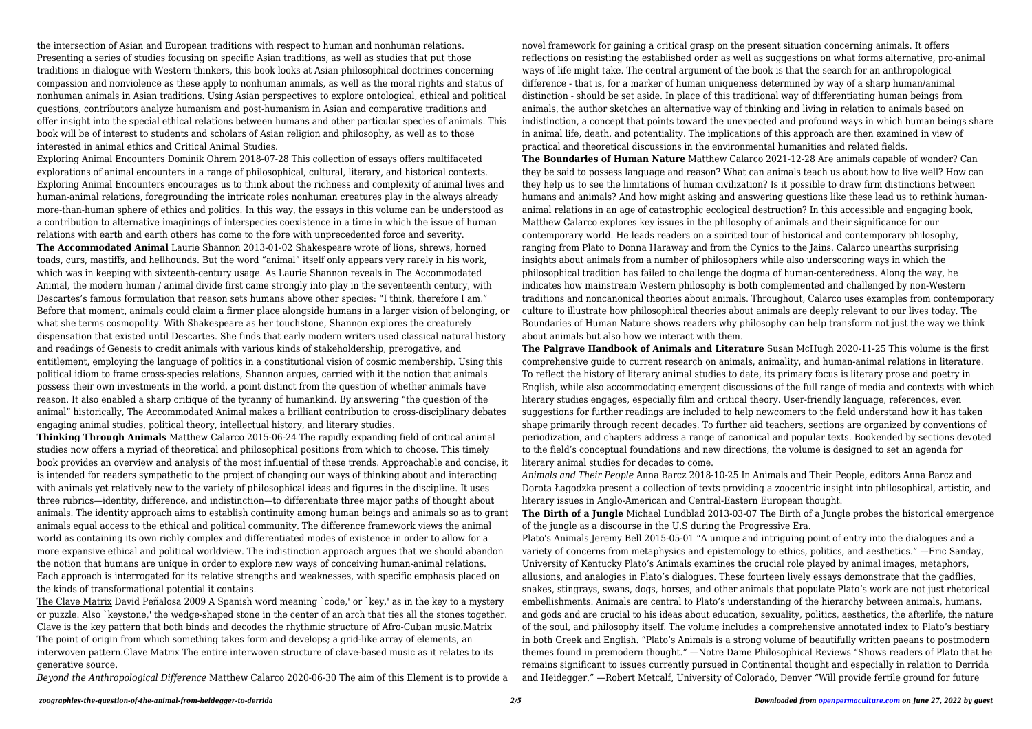the intersection of Asian and European traditions with respect to human and nonhuman relations. Presenting a series of studies focusing on specific Asian traditions, as well as studies that put those traditions in dialogue with Western thinkers, this book looks at Asian philosophical doctrines concerning compassion and nonviolence as these apply to nonhuman animals, as well as the moral rights and status of nonhuman animals in Asian traditions. Using Asian perspectives to explore ontological, ethical and political questions, contributors analyze humanism and post-humanism in Asian and comparative traditions and offer insight into the special ethical relations between humans and other particular species of animals. This book will be of interest to students and scholars of Asian religion and philosophy, as well as to those interested in animal ethics and Critical Animal Studies.

Exploring Animal Encounters Dominik Ohrem 2018-07-28 This collection of essays offers multifaceted explorations of animal encounters in a range of philosophical, cultural, literary, and historical contexts. Exploring Animal Encounters encourages us to think about the richness and complexity of animal lives and human-animal relations, foregrounding the intricate roles nonhuman creatures play in the always already more-than-human sphere of ethics and politics. In this way, the essays in this volume can be understood as a contribution to alternative imaginings of interspecies coexistence in a time in which the issue of human relations with earth and earth others has come to the fore with unprecedented force and severity.

**The Accommodated Animal** Laurie Shannon 2013-01-02 Shakespeare wrote of lions, shrews, horned toads, curs, mastiffs, and hellhounds. But the word "animal" itself only appears very rarely in his work, which was in keeping with sixteenth-century usage. As Laurie Shannon reveals in The Accommodated Animal, the modern human / animal divide first came strongly into play in the seventeenth century, with Descartes's famous formulation that reason sets humans above other species: "I think, therefore I am." Before that moment, animals could claim a firmer place alongside humans in a larger vision of belonging, or what she terms cosmopolity. With Shakespeare as her touchstone, Shannon explores the creaturely dispensation that existed until Descartes. She finds that early modern writers used classical natural history and readings of Genesis to credit animals with various kinds of stakeholdership, prerogative, and entitlement, employing the language of politics in a constitutional vision of cosmic membership. Using this political idiom to frame cross-species relations, Shannon argues, carried with it the notion that animals possess their own investments in the world, a point distinct from the question of whether animals have reason. It also enabled a sharp critique of the tyranny of humankind. By answering "the question of the animal" historically, The Accommodated Animal makes a brilliant contribution to cross-disciplinary debates engaging animal studies, political theory, intellectual history, and literary studies.

**Thinking Through Animals** Matthew Calarco 2015-06-24 The rapidly expanding field of critical animal studies now offers a myriad of theoretical and philosophical positions from which to choose. This timely book provides an overview and analysis of the most influential of these trends. Approachable and concise, it is intended for readers sympathetic to the project of changing our ways of thinking about and interacting with animals yet relatively new to the variety of philosophical ideas and figures in the discipline. It uses three rubrics—identity, difference, and indistinction—to differentiate three major paths of thought about animals. The identity approach aims to establish continuity among human beings and animals so as to grant animals equal access to the ethical and political community. The difference framework views the animal world as containing its own richly complex and differentiated modes of existence in order to allow for a more expansive ethical and political worldview. The indistinction approach argues that we should abandon the notion that humans are unique in order to explore new ways of conceiving human-animal relations. Each approach is interrogated for its relative strengths and weaknesses, with specific emphasis placed on the kinds of transformational potential it contains.

The Clave Matrix David Peñalosa 2009 A Spanish word meaning `code,' or `key,' as in the key to a mystery or puzzle. Also `keystone,' the wedge-shaped stone in the center of an arch that ties all the stones together. Clave is the key pattern that both binds and decodes the rhythmic structure of Afro-Cuban music.Matrix The point of origin from which something takes form and develops; a grid-like array of elements, an interwoven pattern.Clave Matrix The entire interwoven structure of clave-based music as it relates to its generative source.

*Beyond the Anthropological Difference* Matthew Calarco 2020-06-30 The aim of this Element is to provide a novel framework for gaining a critical grasp on the present situation concerning animals. It offers reflections on resisting the established order as well as suggestions on what forms alternative, pro-animal ways of life might take. The central argument of the book is that the search for an anthropological difference - that is, for a marker of human uniqueness determined by way of a sharp human/animal distinction - should be set aside. In place of this traditional way of differentiating human beings from animals, the author sketches an alternative way of thinking and living in relation to animals based on indistinction, a concept that points toward the unexpected and profound ways in which human beings share in animal life, death, and potentiality. The implications of this approach are then examined in view of practical and theoretical discussions in the environmental humanities and related fields.

**The Boundaries of Human Nature** Matthew Calarco 2021-12-28 Are animals capable of wonder? Can they be said to possess language and reason? What can animals teach us about how to live well? How can they help us to see the limitations of human civilization? Is it possible to draw firm distinctions between humans and animals? And how might asking and answering questions like these lead us to rethink human-animal relations in an age of catastrophic ecological destruction? In this accessible and engaging book, Matthew Calarco explores key issues in the philosophy of animals and their significance for our contemporary world. He leads readers on a spirited tour of historical and contemporary philosophy, ranging from Plato to Donna Haraway and from the Cynics to the Jains. Calarco unearths surprising insights about animals from a number of philosophers while also underscoring ways in which the philosophical tradition has failed to challenge the dogma of human-centeredness. Along the way, he indicates how mainstream Western philosophy is both complemented and challenged by non-Western traditions and noncanonical theories about animals. Throughout, Calarco uses examples from contemporary culture to illustrate how philosophical theories about animals are deeply relevant to our lives today. The Boundaries of Human Nature shows readers why philosophy can help transform not just the way we think about animals but also how we interact with them.

**The Palgrave Handbook of Animals and Literature** Susan McHugh 2020-11-25 This volume is the first comprehensive guide to current research on animals, animality, and human-animal relations in literature. To reflect the history of literary animal studies to date, its primary focus is literary prose and poetry in English, while also accommodating emergent discussions of the full range of media and contexts with which literary studies engages, especially film and critical theory. User-friendly language, references, even suggestions for further readings are included to help newcomers to the field understand how it has taken shape primarily through recent decades. To further aid teachers, sections are organized by conventions of periodization, and chapters address a range of canonical and popular texts. Bookended by sections devoted to the field's conceptual foundations and new directions, the volume is designed to set an agenda for literary animal studies for decades to come.

*Animals and Their People* Anna Barcz 2018-10-25 In Animals and Their People, editors Anna Barcz and Dorota Łagodzka present a collection of texts providing a zoocentric insight into philosophical, artistic, and literary issues in Anglo-American and Central-Eastern European thought.

**The Birth of a Jungle** Michael Lundblad 2013-03-07 The Birth of a Jungle probes the historical emergence of the jungle as a discourse in the U.S during the Progressive Era.

Plato's Animals Jeremy Bell 2015-05-01 "A unique and intriguing point of entry into the dialogues and a variety of concerns from metaphysics and epistemology to ethics, politics, and aesthetics." —Eric Sanday, University of Kentucky Plato's Animals examines the crucial role played by animal images, metaphors, allusions, and analogies in Plato's dialogues. These fourteen lively essays demonstrate that the gadflies, snakes, stingrays, swans, dogs, horses, and other animals that populate Plato's work are not just rhetorical embellishments. Animals are central to Plato's understanding of the hierarchy between animals, humans, and gods and are crucial to his ideas about education, sexuality, politics, aesthetics, the afterlife, the nature of the soul, and philosophy itself. The volume includes a comprehensive annotated index to Plato's bestiary in both Greek and English. "Plato's Animals is a strong volume of beautifully written paeans to postmodern themes found in premodern thought." —Notre Dame Philosophical Reviews "Shows readers of Plato that he remains significant to issues currently pursued in Continental thought and especially in relation to Derrida and Heidegger." —Robert Metcalf, University of Colorado, Denver "Will provide fertile ground for future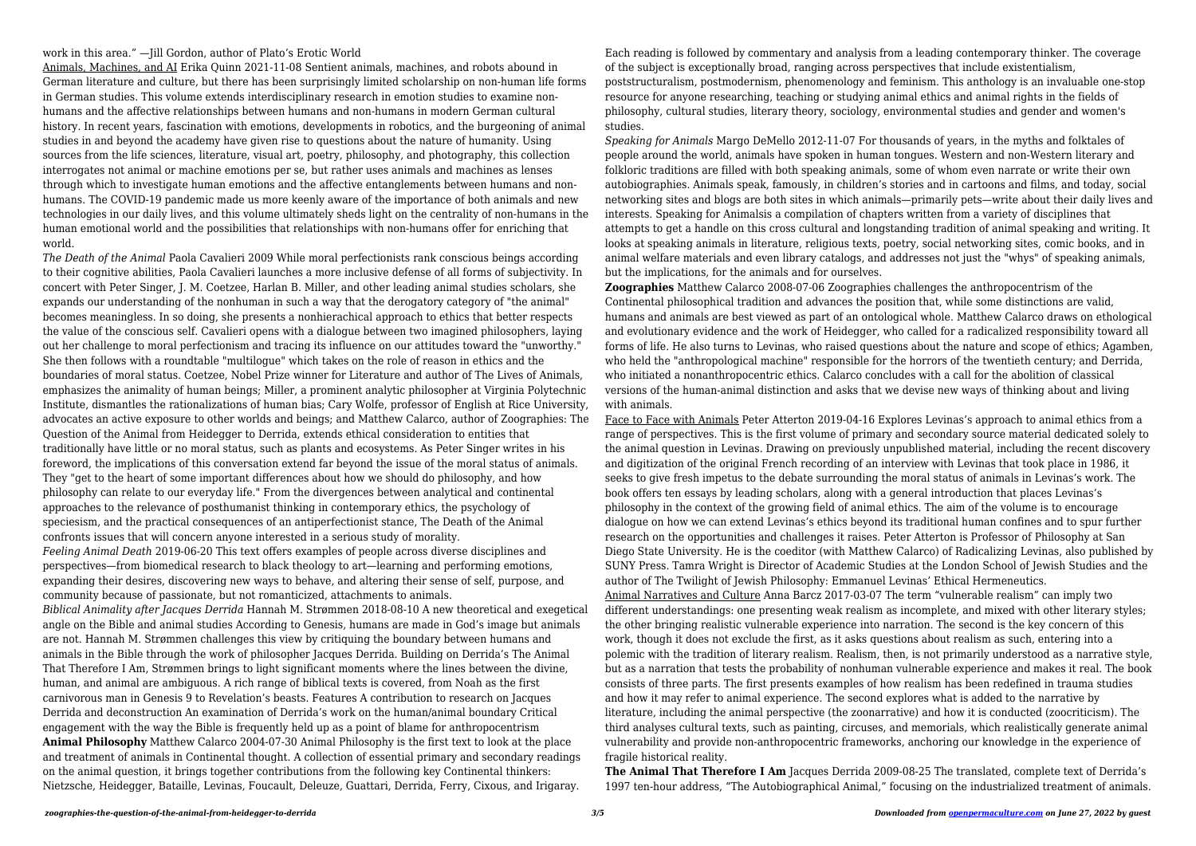work in this area." —Jill Gordon, author of Plato's Erotic World

Animals, Machines, and AI Erika Quinn 2021-11-08 Sentient animals, machines, and robots abound in German literature and culture, but there has been surprisingly limited scholarship on non-human life forms in German studies. This volume extends interdisciplinary research in emotion studies to examine non-humans and the affective relationships between humans and non-humans in modern German cultural history. In recent years, fascination with emotions, developments in robotics, and the burgeoning of animal studies in and beyond the academy have given rise to questions about the nature of humanity. Using sources from the life sciences, literature, visual art, poetry, philosophy, and photography, this collection interrogates not animal or machine emotions per se, but rather uses animals and machines as lenses through which to investigate human emotions and the affective entanglements between humans and non-humans. The COVID-19 pandemic made us more keenly aware of the importance of both animals and new technologies in our daily lives, and this volume ultimately sheds light on the centrality of non-humans in the human emotional world and the possibilities that relationships with non-humans offer for enriching that world.

*The Death of the Animal* Paola Cavalieri 2009 While moral perfectionists rank conscious beings according to their cognitive abilities, Paola Cavalieri launches a more inclusive defense of all forms of subjectivity. In concert with Peter Singer, J. M. Coetzee, Harlan B. Miller, and other leading animal studies scholars, she expands our understanding of the nonhuman in such a way that the derogatory category of "the animal" becomes meaningless. In so doing, she presents a nonhierachical approach to ethics that better respects the value of the conscious self. Cavalieri opens with a dialogue between two imagined philosophers, laying out her challenge to moral perfectionism and tracing its influence on our attitudes toward the "unworthy." She then follows with a roundtable "multilogue" which takes on the role of reason in ethics and the boundaries of moral status. Coetzee, Nobel Prize winner for Literature and author of The Lives of Animals, emphasizes the animality of human beings; Miller, a prominent analytic philosopher at Virginia Polytechnic Institute, dismantles the rationalizations of human bias; Cary Wolfe, professor of English at Rice University, advocates an active exposure to other worlds and beings; and Matthew Calarco, author of Zoographies: The Question of the Animal from Heidegger to Derrida, extends ethical consideration to entities that traditionally have little or no moral status, such as plants and ecosystems. As Peter Singer writes in his foreword, the implications of this conversation extend far beyond the issue of the moral status of animals. They "get to the heart of some important differences about how we should do philosophy, and how philosophy can relate to our everyday life." From the divergences between analytical and continental approaches to the relevance of posthumanist thinking in contemporary ethics, the psychology of speciesism, and the practical consequences of an antiperfectionist stance, The Death of the Animal confronts issues that will concern anyone interested in a serious study of morality.

*Feeling Animal Death* 2019-06-20 This text offers examples of people across diverse disciplines and perspectives—from biomedical research to black theology to art—learning and performing emotions, expanding their desires, discovering new ways to behave, and altering their sense of self, purpose, and community because of passionate, but not romanticized, attachments to animals.

*Biblical Animality after Jacques Derrida* Hannah M. Strømmen 2018-08-10 A new theoretical and exegetical angle on the Bible and animal studies According to Genesis, humans are made in God's image but animals are not. Hannah M. Strømmen challenges this view by critiquing the boundary between humans and animals in the Bible through the work of philosopher Jacques Derrida. Building on Derrida's The Animal That Therefore I Am, Strømmen brings to light significant moments where the lines between the divine, human, and animal are ambiguous. A rich range of biblical texts is covered, from Noah as the first carnivorous man in Genesis 9 to Revelation's beasts. Features A contribution to research on Jacques Derrida and deconstruction An examination of Derrida's work on the human/animal boundary Critical engagement with the way the Bible is frequently held up as a point of blame for anthropocentrism

**Animal Philosophy** Matthew Calarco 2004-07-30 Animal Philosophy is the first text to look at the place and treatment of animals in Continental thought. A collection of essential primary and secondary readings on the animal question, it brings together contributions from the following key Continental thinkers: Nietzsche, Heidegger, Bataille, Levinas, Foucault, Deleuze, Guattari, Derrida, Ferry, Cixous, and Irigaray. Each reading is followed by commentary and analysis from a leading contemporary thinker. The coverage of the subject is exceptionally broad, ranging across perspectives that include existentialism, poststructuralism, postmodernism, phenomenology and feminism. This anthology is an invaluable one-stop resource for anyone researching, teaching or studying animal ethics and animal rights in the fields of philosophy, cultural studies, literary theory, sociology, environmental studies and gender and women's studies.

*Speaking for Animals* Margo DeMello 2012-11-07 For thousands of years, in the myths and folktales of people around the world, animals have spoken in human tongues. Western and non-Western literary and folkloric traditions are filled with both speaking animals, some of whom even narrate or write their own autobiographies. Animals speak, famously, in children's stories and in cartoons and films, and today, social networking sites and blogs are both sites in which animals—primarily pets—write about their daily lives and interests. Speaking for Animalsis a compilation of chapters written from a variety of disciplines that attempts to get a handle on this cross cultural and longstanding tradition of animal speaking and writing. It looks at speaking animals in literature, religious texts, poetry, social networking sites, comic books, and in animal welfare materials and even library catalogs, and addresses not just the "whys" of speaking animals, but the implications, for the animals and for ourselves.

**Zoographies** Matthew Calarco 2008-07-06 Zoographies challenges the anthropocentrism of the Continental philosophical tradition and advances the position that, while some distinctions are valid, humans and animals are best viewed as part of an ontological whole. Matthew Calarco draws on ethological and evolutionary evidence and the work of Heidegger, who called for a radicalized responsibility toward all forms of life. He also turns to Levinas, who raised questions about the nature and scope of ethics; Agamben, who held the "anthropological machine" responsible for the horrors of the twentieth century; and Derrida, who initiated a nonanthropocentric ethics. Calarco concludes with a call for the abolition of classical versions of the human-animal distinction and asks that we devise new ways of thinking about and living with animals.

Face to Face with Animals Peter Atterton 2019-04-16 Explores Levinas's approach to animal ethics from a range of perspectives. This is the first volume of primary and secondary source material dedicated solely to the animal question in Levinas. Drawing on previously unpublished material, including the recent discovery and digitization of the original French recording of an interview with Levinas that took place in 1986, it seeks to give fresh impetus to the debate surrounding the moral status of animals in Levinas's work. The book offers ten essays by leading scholars, along with a general introduction that places Levinas's philosophy in the context of the growing field of animal ethics. The aim of the volume is to encourage dialogue on how we can extend Levinas's ethics beyond its traditional human confines and to spur further research on the opportunities and challenges it raises. Peter Atterton is Professor of Philosophy at San Diego State University. He is the coeditor (with Matthew Calarco) of Radicalizing Levinas, also published by SUNY Press. Tamra Wright is Director of Academic Studies at the London School of Jewish Studies and the author of The Twilight of Jewish Philosophy: Emmanuel Levinas' Ethical Hermeneutics.

Animal Narratives and Culture Anna Barcz 2017-03-07 The term "vulnerable realism" can imply two different understandings: one presenting weak realism as incomplete, and mixed with other literary styles; the other bringing realistic vulnerable experience into narration. The second is the key concern of this work, though it does not exclude the first, as it asks questions about realism as such, entering into a polemic with the tradition of literary realism. Realism, then, is not primarily understood as a narrative style, but as a narration that tests the probability of nonhuman vulnerable experience and makes it real. The book consists of three parts. The first presents examples of how realism has been redefined in trauma studies and how it may refer to animal experience. The second explores what is added to the narrative by literature, including the animal perspective (the zoonarrative) and how it is conducted (zoocriticism). The third analyses cultural texts, such as painting, circuses, and memorials, which realistically generate animal vulnerability and provide non-anthropocentric frameworks, anchoring our knowledge in the experience of fragile historical reality.

**The Animal That Therefore I Am** Jacques Derrida 2009-08-25 The translated, complete text of Derrida's 1997 ten-hour address, "The Autobiographical Animal," focusing on the industrialized treatment of animals.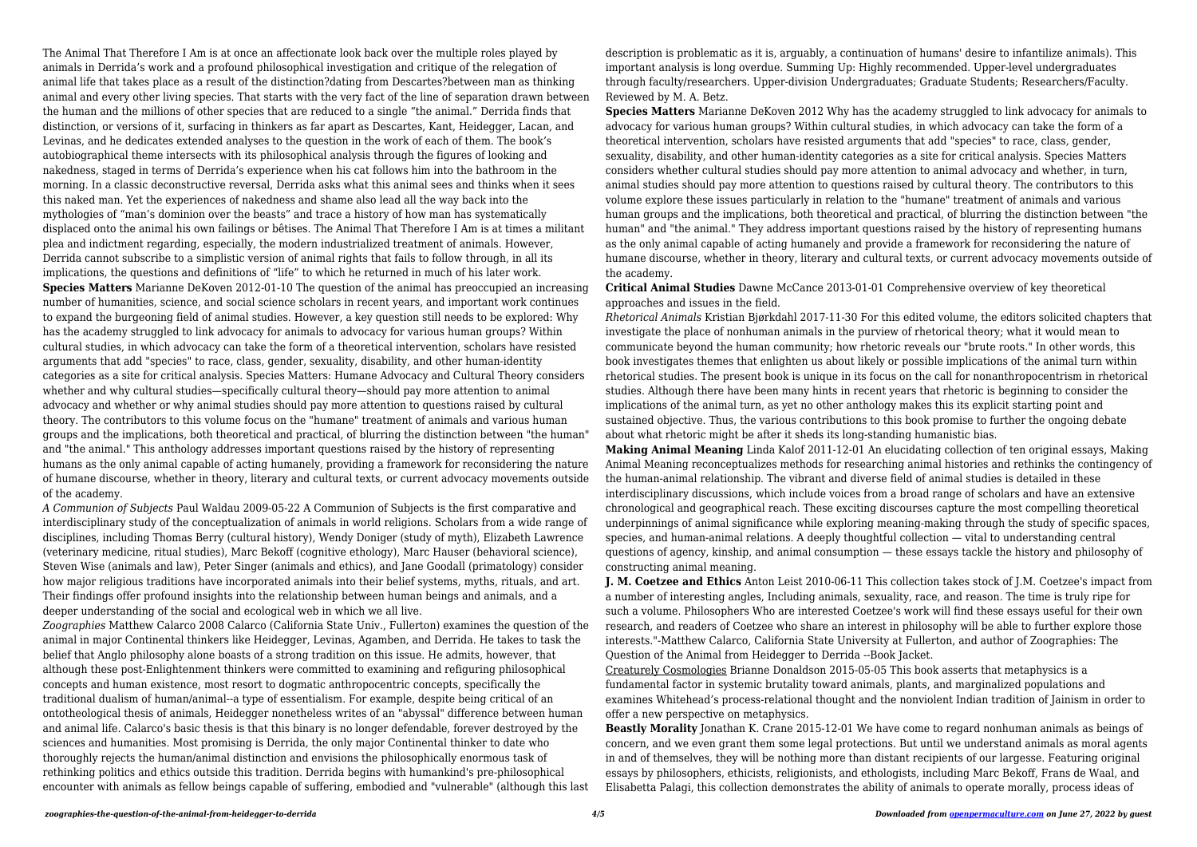The Animal That Therefore I Am is at once an affectionate look back over the multiple roles played by animals in Derrida's work and a profound philosophical investigation and critique of the relegation of animal life that takes place as a result of the distinction?dating from Descartes?between man as thinking animal and every other living species. That starts with the very fact of the line of separation drawn between the human and the millions of other species that are reduced to a single "the animal." Derrida finds that distinction, or versions of it, surfacing in thinkers as far apart as Descartes, Kant, Heidegger, Lacan, and Levinas, and he dedicates extended analyses to the question in the work of each of them. The book's autobiographical theme intersects with its philosophical analysis through the figures of looking and nakedness, staged in terms of Derrida's experience when his cat follows him into the bathroom in the morning. In a classic deconstructive reversal, Derrida asks what this animal sees and thinks when it sees this naked man. Yet the experiences of nakedness and shame also lead all the way back into the mythologies of "man's dominion over the beasts" and trace a history of how man has systematically displaced onto the animal his own failings or bêtises. The Animal That Therefore I Am is at times a militant plea and indictment regarding, especially, the modern industrialized treatment of animals. However, Derrida cannot subscribe to a simplistic version of animal rights that fails to follow through, in all its implications, the questions and definitions of "life" to which he returned in much of his later work.

**Species Matters** Marianne DeKoven 2012-01-10 The question of the animal has preoccupied an increasing number of humanities, science, and social science scholars in recent years, and important work continues to expand the burgeoning field of animal studies. However, a key question still needs to be explored: Why has the academy struggled to link advocacy for animals to advocacy for various human groups? Within cultural studies, in which advocacy can take the form of a theoretical intervention, scholars have resisted arguments that add "species" to race, class, gender, sexuality, disability, and other human-identity categories as a site for critical analysis. Species Matters: Humane Advocacy and Cultural Theory considers whether and why cultural studies—specifically cultural theory—should pay more attention to animal advocacy and whether or why animal studies should pay more attention to questions raised by cultural theory. The contributors to this volume focus on the "humane" treatment of animals and various human groups and the implications, both theoretical and practical, of blurring the distinction between "the human" and "the animal." This anthology addresses important questions raised by the history of representing humans as the only animal capable of acting humanely, providing a framework for reconsidering the nature of humane discourse, whether in theory, literary and cultural texts, or current advocacy movements outside of the academy.

*A Communion of Subjects* Paul Waldau 2009-05-22 A Communion of Subjects is the first comparative and interdisciplinary study of the conceptualization of animals in world religions. Scholars from a wide range of disciplines, including Thomas Berry (cultural history), Wendy Doniger (study of myth), Elizabeth Lawrence (veterinary medicine, ritual studies), Marc Bekoff (cognitive ethology), Marc Hauser (behavioral science), Steven Wise (animals and law), Peter Singer (animals and ethics), and Jane Goodall (primatology) consider how major religious traditions have incorporated animals into their belief systems, myths, rituals, and art. Their findings offer profound insights into the relationship between human beings and animals, and a deeper understanding of the social and ecological web in which we all live.

*Zoographies* Matthew Calarco 2008 Calarco (California State Univ., Fullerton) examines the question of the animal in major Continental thinkers like Heidegger, Levinas, Agamben, and Derrida. He takes to task the belief that Anglo philosophy alone boasts of a strong tradition on this issue. He admits, however, that although these post-Enlightenment thinkers were committed to examining and refiguring philosophical concepts and human existence, most resort to dogmatic anthropocentric concepts, specifically the traditional dualism of human/animal--a type of essentialism. For example, despite being critical of an ontotheological thesis of animals, Heidegger nonetheless writes of an "abyssal" difference between human and animal life. Calarco's basic thesis is that this binary is no longer defendable, forever destroyed by the sciences and humanities. Most promising is Derrida, the only major Continental thinker to date who thoroughly rejects the human/animal distinction and envisions the philosophically enormous task of rethinking politics and ethics outside this tradition. Derrida begins with humankind's pre-philosophical encounter with animals as fellow beings capable of suffering, embodied and "vulnerable" (although this last description is problematic as it is, arguably, a continuation of humans' desire to infantilize animals). This important analysis is long overdue. Summing Up: Highly recommended. Upper-level undergraduates through faculty/researchers. Upper-division Undergraduates; Graduate Students; Researchers/Faculty. Reviewed by M. A. Betz.

**Species Matters** Marianne DeKoven 2012 Why has the academy struggled to link advocacy for animals to advocacy for various human groups? Within cultural studies, in which advocacy can take the form of a theoretical intervention, scholars have resisted arguments that add "species" to race, class, gender, sexuality, disability, and other human-identity categories as a site for critical analysis. Species Matters considers whether cultural studies should pay more attention to animal advocacy and whether, in turn, animal studies should pay more attention to questions raised by cultural theory. The contributors to this volume explore these issues particularly in relation to the "humane" treatment of animals and various human groups and the implications, both theoretical and practical, of blurring the distinction between "the human" and "the animal." They address important questions raised by the history of representing humans as the only animal capable of acting humanely and provide a framework for reconsidering the nature of humane discourse, whether in theory, literary and cultural texts, or current advocacy movements outside of the academy.

**Critical Animal Studies** Dawne McCance 2013-01-01 Comprehensive overview of key theoretical approaches and issues in the field.

*Rhetorical Animals* Kristian Bjørkdahl 2017-11-30 For this edited volume, the editors solicited chapters that investigate the place of nonhuman animals in the purview of rhetorical theory; what it would mean to communicate beyond the human community; how rhetoric reveals our "brute roots." In other words, this book investigates themes that enlighten us about likely or possible implications of the animal turn within rhetorical studies. The present book is unique in its focus on the call for nonanthropocentrism in rhetorical studies. Although there have been many hints in recent years that rhetoric is beginning to consider the implications of the animal turn, as yet no other anthology makes this its explicit starting point and sustained objective. Thus, the various contributions to this book promise to further the ongoing debate about what rhetoric might be after it sheds its long-standing humanistic bias.

**Making Animal Meaning** Linda Kalof 2011-12-01 An elucidating collection of ten original essays, Making Animal Meaning reconceptualizes methods for researching animal histories and rethinks the contingency of the human-animal relationship. The vibrant and diverse field of animal studies is detailed in these interdisciplinary discussions, which include voices from a broad range of scholars and have an extensive chronological and geographical reach. These exciting discourses capture the most compelling theoretical underpinnings of animal significance while exploring meaning-making through the study of specific spaces, species, and human-animal relations. A deeply thoughtful collection — vital to understanding central questions of agency, kinship, and animal consumption — these essays tackle the history and philosophy of constructing animal meaning.

**J. M. Coetzee and Ethics** Anton Leist 2010-06-11 This collection takes stock of J.M. Coetzee's impact from a number of interesting angles, Including animals, sexuality, race, and reason. The time is truly ripe for such a volume. Philosophers Who are interested Coetzee's work will find these essays useful for their own research, and readers of Coetzee who share an interest in philosophy will be able to further explore those interests."-Matthew Calarco, California State University at Fullerton, and author of Zoographies: The Question of the Animal from Heidegger to Derrida --Book Jacket.

Creaturely Cosmologies Brianne Donaldson 2015-05-05 This book asserts that metaphysics is a fundamental factor in systemic brutality toward animals, plants, and marginalized populations and examines Whitehead's process-relational thought and the nonviolent Indian tradition of Jainism in order to offer a new perspective on metaphysics.

**Beastly Morality** Jonathan K. Crane 2015-12-01 We have come to regard nonhuman animals as beings of concern, and we even grant them some legal protections. But until we understand animals as moral agents in and of themselves, they will be nothing more than distant recipients of our largesse. Featuring original essays by philosophers, ethicists, religionists, and ethologists, including Marc Bekoff, Frans de Waal, and Elisabetta Palagi, this collection demonstrates the ability of animals to operate morally, process ideas of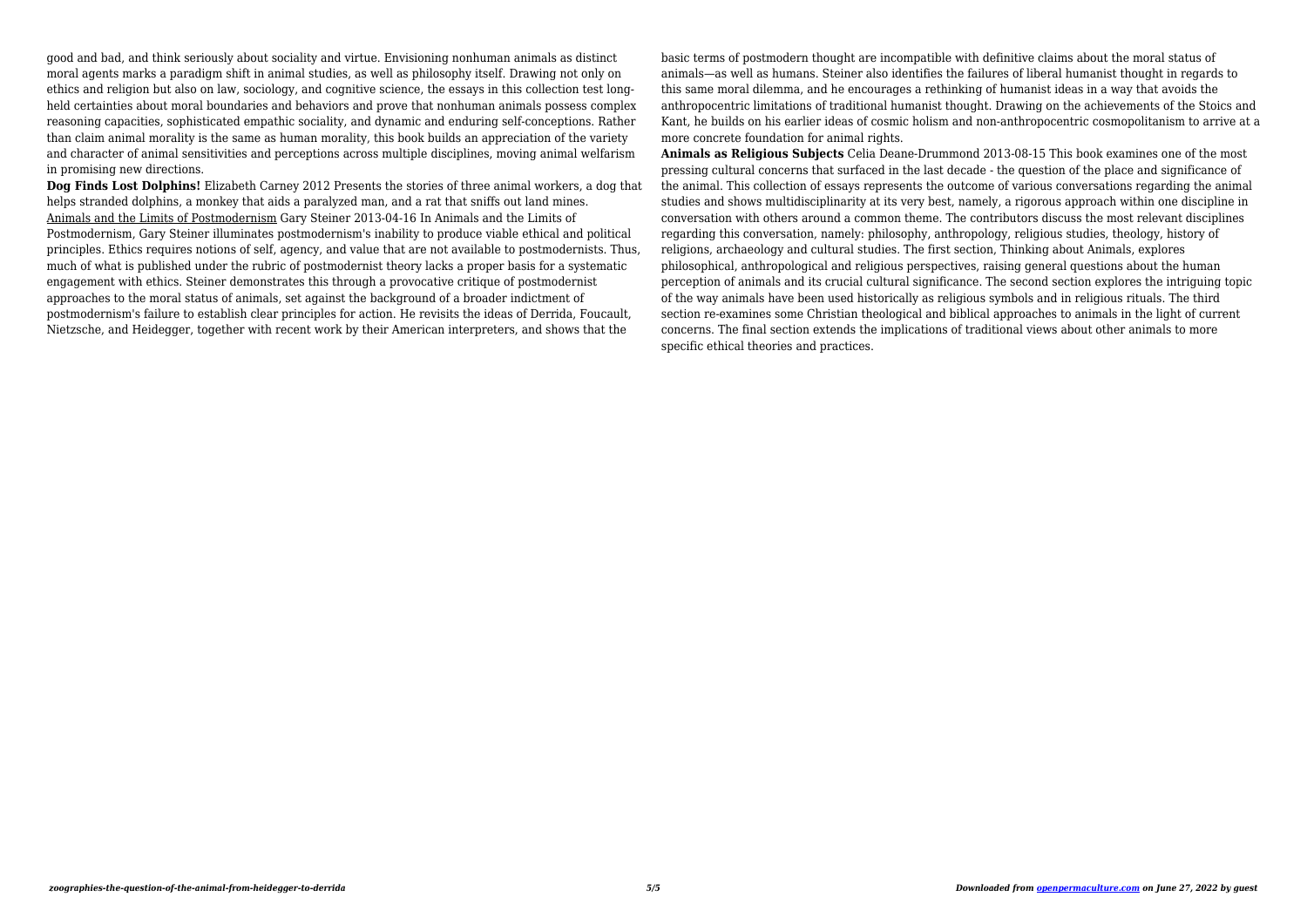good and bad, and think seriously about sociality and virtue. Envisioning nonhuman animals as distinct moral agents marks a paradigm shift in animal studies, as well as philosophy itself. Drawing not only on ethics and religion but also on law, sociology, and cognitive science, the essays in this collection test long-held certainties about moral boundaries and behaviors and prove that nonhuman animals possess complex reasoning capacities, sophisticated empathic sociality, and dynamic and enduring self-conceptions. Rather than claim animal morality is the same as human morality, this book builds an appreciation of the variety and character of animal sensitivities and perceptions across multiple disciplines, moving animal welfarism in promising new directions.

**Dog Finds Lost Dolphins!** Elizabeth Carney 2012 Presents the stories of three animal workers, a dog that helps stranded dolphins, a monkey that aids a paralyzed man, and a rat that sniffs out land mines.

Animals and the Limits of Postmodernism Gary Steiner 2013-04-16 In Animals and the Limits of Postmodernism, Gary Steiner illuminates postmodernism's inability to produce viable ethical and political principles. Ethics requires notions of self, agency, and value that are not available to postmodernists. Thus, much of what is published under the rubric of postmodernist theory lacks a proper basis for a systematic engagement with ethics. Steiner demonstrates this through a provocative critique of postmodernist approaches to the moral status of animals, set against the background of a broader indictment of postmodernism's failure to establish clear principles for action. He revisits the ideas of Derrida, Foucault, Nietzsche, and Heidegger, together with recent work by their American interpreters, and shows that the basic terms of postmodern thought are incompatible with definitive claims about the moral status of animals—as well as humans. Steiner also identifies the failures of liberal humanist thought in regards to this same moral dilemma, and he encourages a rethinking of humanist ideas in a way that avoids the anthropocentric limitations of traditional humanist thought. Drawing on the achievements of the Stoics and Kant, he builds on his earlier ideas of cosmic holism and non-anthropocentric cosmopolitanism to arrive at a more concrete foundation for animal rights.

**Animals as Religious Subjects** Celia Deane-Drummond 2013-08-15 This book examines one of the most pressing cultural concerns that surfaced in the last decade - the question of the place and significance of the animal. This collection of essays represents the outcome of various conversations regarding the animal studies and shows multidisciplinarity at its very best, namely, a rigorous approach within one discipline in conversation with others around a common theme. The contributors discuss the most relevant disciplines regarding this conversation, namely: philosophy, anthropology, religious studies, theology, history of religions, archaeology and cultural studies. The first section, Thinking about Animals, explores philosophical, anthropological and religious perspectives, raising general questions about the human perception of animals and its crucial cultural significance. The second section explores the intriguing topic of the way animals have been used historically as religious symbols and in religious rituals. The third section re-examines some Christian theological and biblical approaches to animals in the light of current concerns. The final section extends the implications of traditional views about other animals to more specific ethical theories and practices.